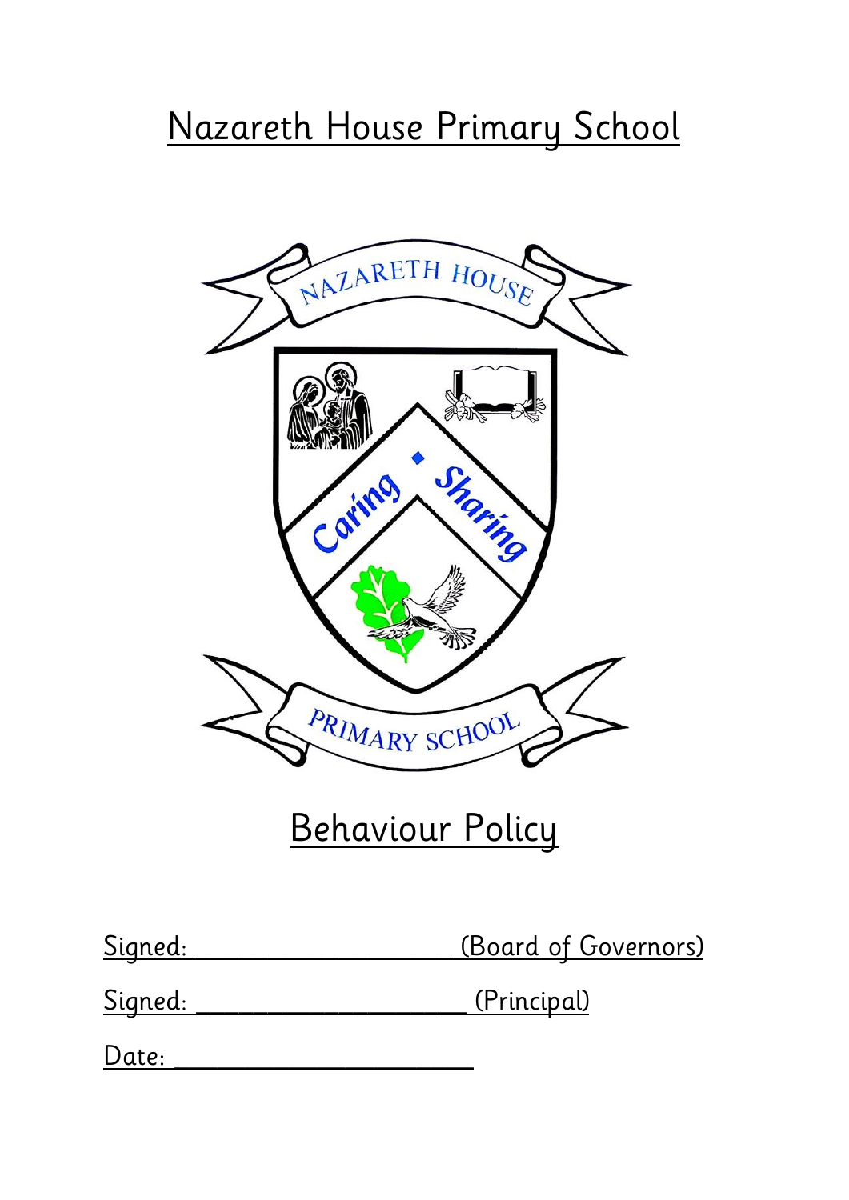# Nazareth House Primary School

# Behaviour Policy

Signed: ____________________ (Board of Governors)

Signed: ____________________ (Principal)

Date: ______________________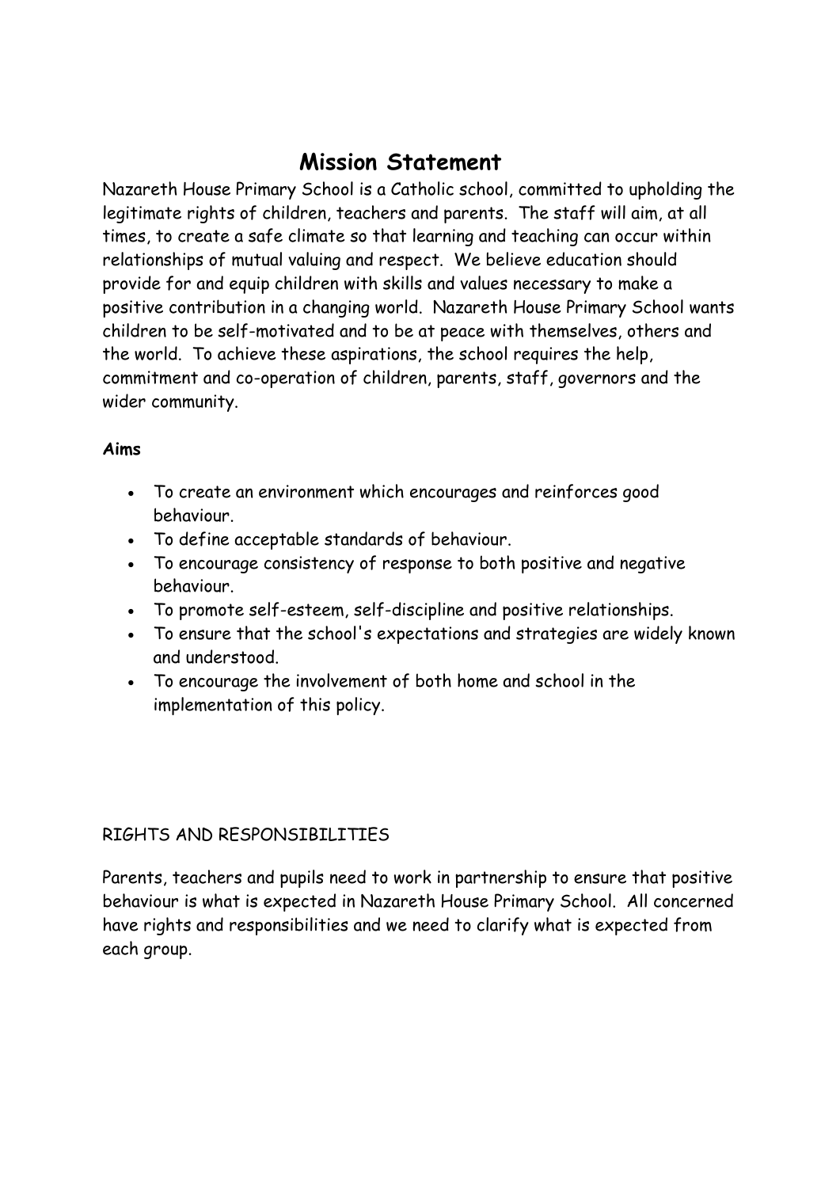# Mission Statement

Nazareth House Primary School is a Catholic school, committed to upholding the legitimate rights of children, teachers and parents. The staff will aim, at all times, to create a safe climate so that learning and teaching can occur within relationships of mutual valuing and respect. We believe education should provide for and equip children with skills and values necessary to make a positive contribution in a changing world. Nazareth House Primary School wants children to be self-motivated and to be at peace with themselves, others and the world. To achieve these aspirations, the school requires the help, commitment and co-operation of children, parents, staff, governors and the wider community.

**Aims**

- To create an environment which encourages and reinforces good behaviour.
- To define acceptable standards of behaviour.
- To encourage consistency of response to both positive and negative behaviour.
- To promote self-esteem, self-discipline and positive relationships.
- To ensure that the school's expectations and strategies are widely known and understood.
- To encourage the involvement of both home and school in the implementation of this policy.

RIGHTS AND RESPONSIBILITIES

Parents, teachers and pupils need to work in partnership to ensure that positive behaviour is what is expected in Nazareth House Primary School. All concerned have rights and responsibilities and we need to clarify what is expected from each group.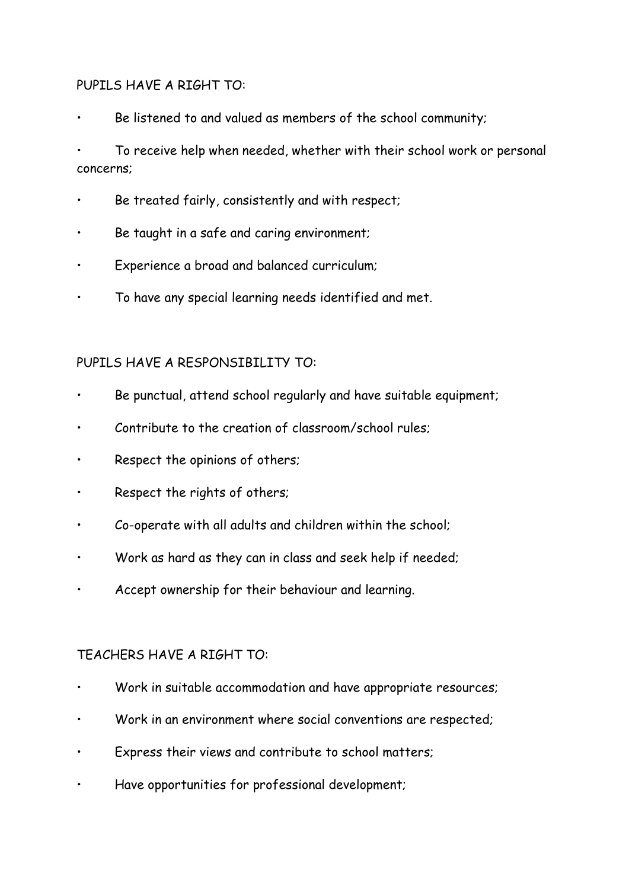PUPILS HAVE A RIGHT TO:

- Be listened to and valued as members of the school community;
- To receive help when needed, whether with their school work or personal concerns;
- Be treated fairly, consistently and with respect;
- Be taught in a safe and caring environment;
- Experience a broad and balanced curriculum;
- To have any special learning needs identified and met.

PUPILS HAVE A RESPONSIBILITY TO:

- Be punctual, attend school regularly and have suitable equipment;
- Contribute to the creation of classroom/school rules;
- Respect the opinions of others;
- Respect the rights of others;
- Co-operate with all adults and children within the school;
- Work as hard as they can in class and seek help if needed;
- Accept ownership for their behaviour and learning.

TEACHERS HAVE A RIGHT TO:

- Work in suitable accommodation and have appropriate resources;
- Work in an environment where social conventions are respected;
- Express their views and contribute to school matters;
- Have opportunities for professional development;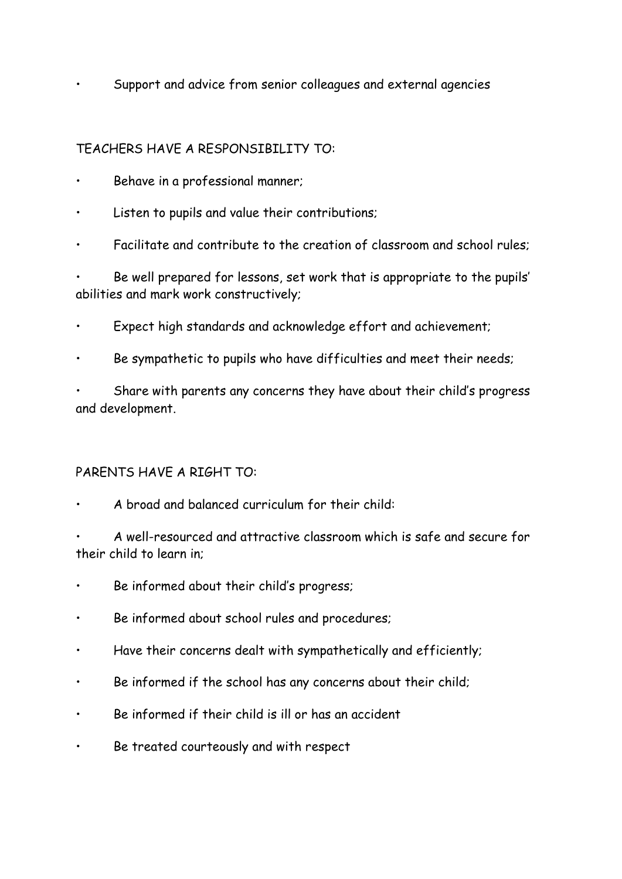- Support and advice from senior colleagues and external agencies

TEACHERS HAVE A RESPONSIBILITY TO:

- Behave in a professional manner;
- Listen to pupils and value their contributions;
- Facilitate and contribute to the creation of classroom and school rules;
- Be well prepared for lessons, set work that is appropriate to the pupils' abilities and mark work constructively;
- Expect high standards and acknowledge effort and achievement;
- Be sympathetic to pupils who have difficulties and meet their needs;
- Share with parents any concerns they have about their child's progress and development.

PARENTS HAVE A RIGHT TO:

- A broad and balanced curriculum for their child:
- A well-resourced and attractive classroom which is safe and secure for their child to learn in;
- Be informed about their child's progress;
- Be informed about school rules and procedures;
- Have their concerns dealt with sympathetically and efficiently;
- Be informed if the school has any concerns about their child;
- Be informed if their child is ill or has an accident
- Be treated courteously and with respect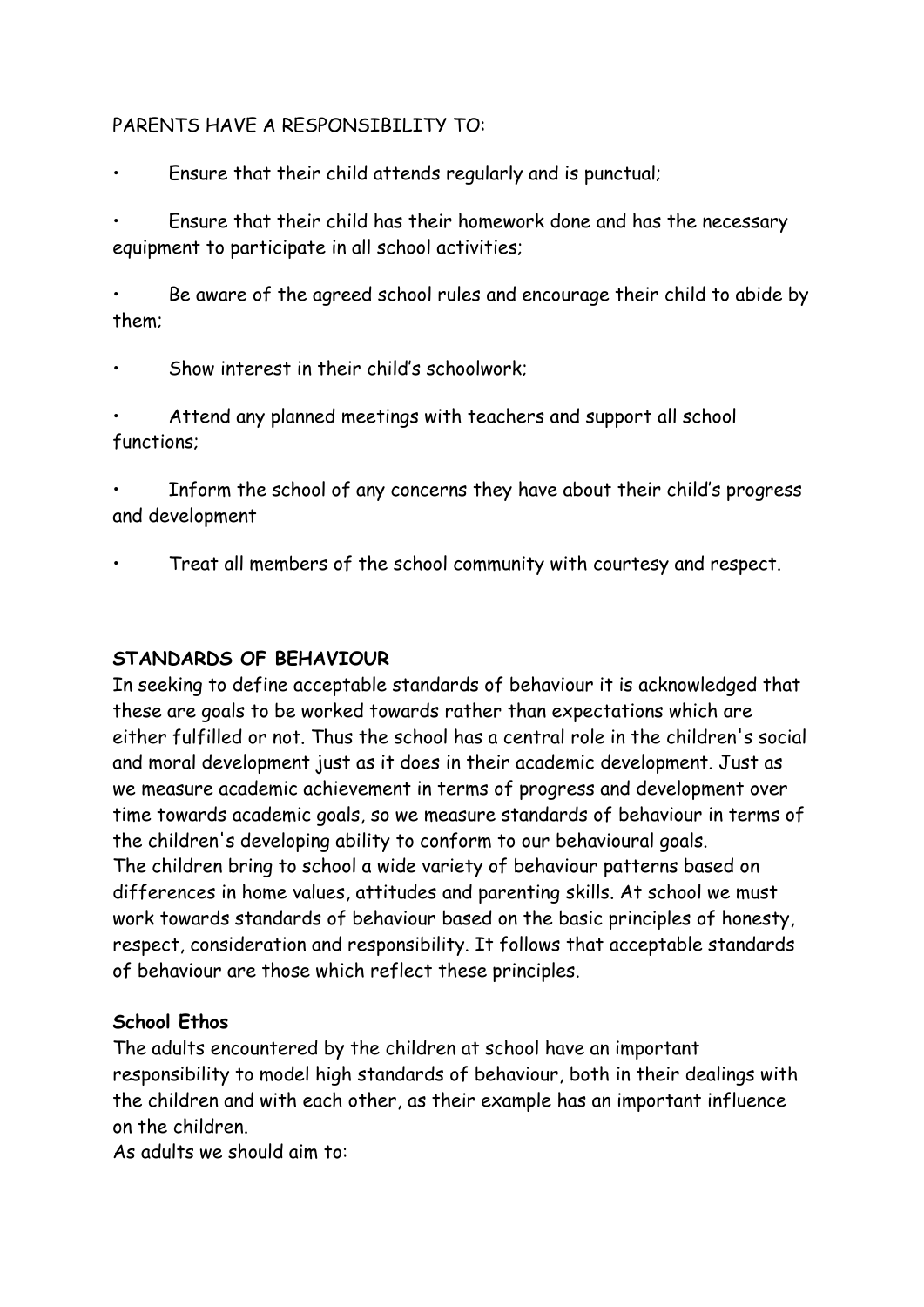PARENTS HAVE A RESPONSIBILITY TO:

- Ensure that their child attends regularly and is punctual;
- Ensure that their child has their homework done and has the necessary equipment to participate in all school activities;
- Be aware of the agreed school rules and encourage their child to abide by them;
- Show interest in their child's schoolwork;
- Attend any planned meetings with teachers and support all school functions;
- Inform the school of any concerns they have about their child's progress and development
- Treat all members of the school community with courtesy and respect.

**STANDARDS OF BEHAVIOUR**

In seeking to define acceptable standards of behaviour it is acknowledged that these are goals to be worked towards rather than expectations which are either fulfilled or not. Thus the school has a central role in the children's social and moral development just as it does in their academic development. Just as we measure academic achievement in terms of progress and development over time towards academic goals, so we measure standards of behaviour in terms of the children's developing ability to conform to our behavioural goals.

The children bring to school a wide variety of behaviour patterns based on differences in home values, attitudes and parenting skills. At school we must work towards standards of behaviour based on the basic principles of honesty, respect, consideration and responsibility. It follows that acceptable standards of behaviour are those which reflect these principles.

**School Ethos**

The adults encountered by the children at school have an important responsibility to model high standards of behaviour, both in their dealings with the children and with each other, as their example has an important influence on the children.

As adults we should aim to: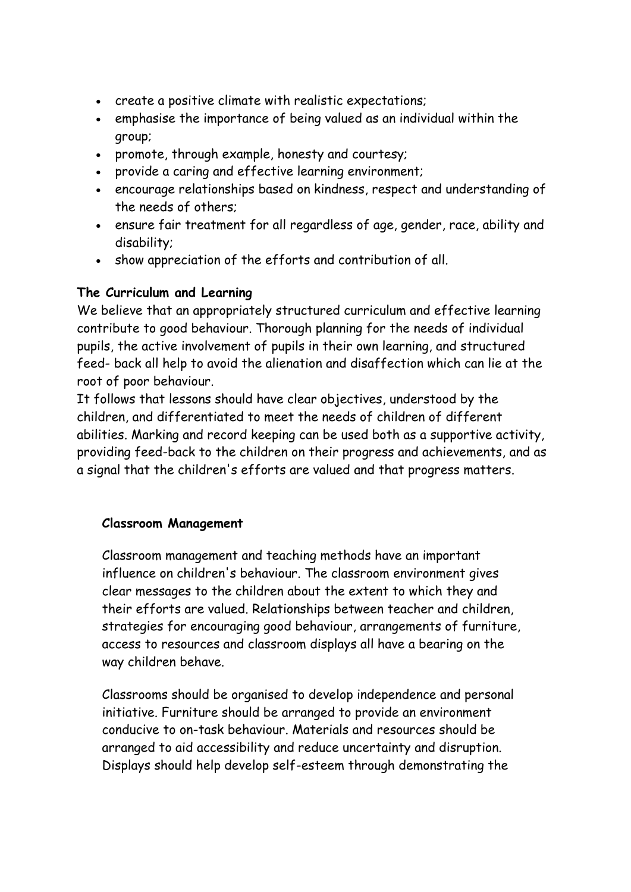- create a positive climate with realistic expectations;
- emphasise the importance of being valued as an individual within the group;
- promote, through example, honesty and courtesy;
- provide a caring and effective learning environment;
- encourage relationships based on kindness, respect and understanding of the needs of others;
- ensure fair treatment for all regardless of age, gender, race, ability and disability;
- show appreciation of the efforts and contribution of all.

**The Curriculum and Learning**

We believe that an appropriately structured curriculum and effective learning contribute to good behaviour. Thorough planning for the needs of individual pupils, the active involvement of pupils in their own learning, and structured feed- back all help to avoid the alienation and disaffection which can lie at the root of poor behaviour.

It follows that lessons should have clear objectives, understood by the children, and differentiated to meet the needs of children of different abilities. Marking and record keeping can be used both as a supportive activity, providing feed-back to the children on their progress and achievements, and as a signal that the children's efforts are valued and that progress matters.

**Classroom Management**

Classroom management and teaching methods have an important influence on children's behaviour. The classroom environment gives clear messages to the children about the extent to which they and their efforts are valued. Relationships between teacher and children, strategies for encouraging good behaviour, arrangements of furniture, access to resources and classroom displays all have a bearing on the way children behave.

Classrooms should be organised to develop independence and personal initiative. Furniture should be arranged to provide an environment conducive to on-task behaviour. Materials and resources should be arranged to aid accessibility and reduce uncertainty and disruption. Displays should help develop self-esteem through demonstrating the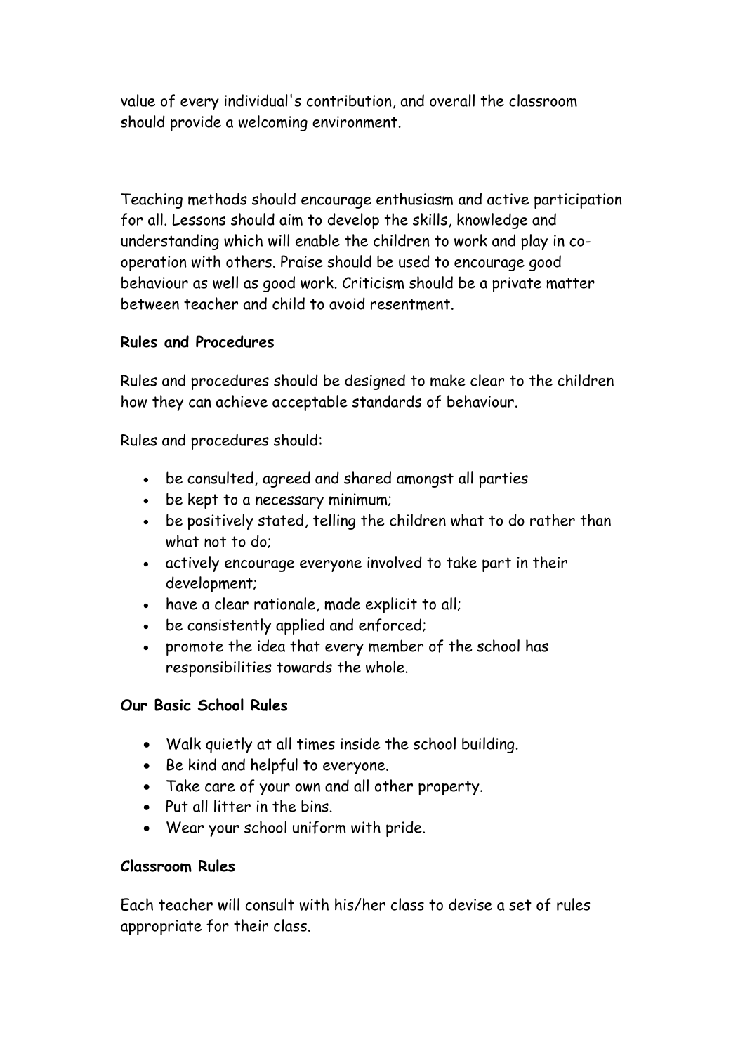value of every individual's contribution, and overall the classroom should provide a welcoming environment.

Teaching methods should encourage enthusiasm and active participation for all. Lessons should aim to develop the skills, knowledge and understanding which will enable the children to work and play in co-operation with others. Praise should be used to encourage good behaviour as well as good work. Criticism should be a private matter between teacher and child to avoid resentment.

**Rules and Procedures**

Rules and procedures should be designed to make clear to the children how they can achieve acceptable standards of behaviour.

Rules and procedures should:

- be consulted, agreed and shared amongst all parties
- be kept to a necessary minimum;
- be positively stated, telling the children what to do rather than what not to do;
- actively encourage everyone involved to take part in their development;
- have a clear rationale, made explicit to all;
- be consistently applied and enforced;
- promote the idea that every member of the school has responsibilities towards the whole.

**Our Basic School Rules**

- Walk quietly at all times inside the school building.
- Be kind and helpful to everyone.
- Take care of your own and all other property.
- Put all litter in the bins.
- Wear your school uniform with pride.

**Classroom Rules**

Each teacher will consult with his/her class to devise a set of rules appropriate for their class.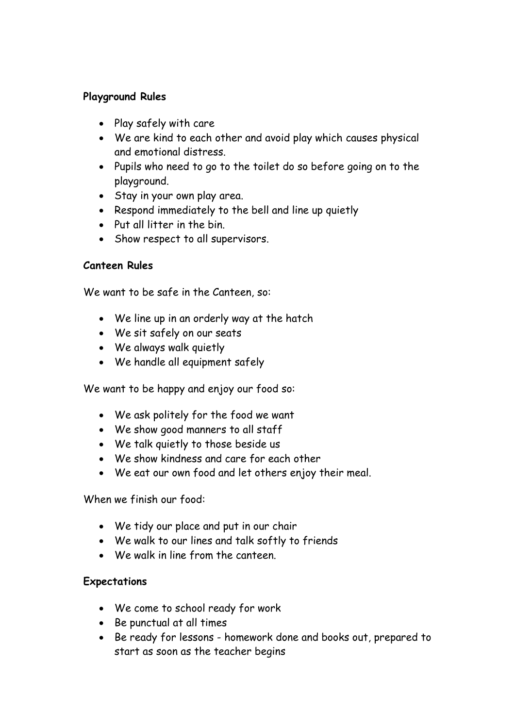**Playground Rules**

- Play safely with care
- We are kind to each other and avoid play which causes physical and emotional distress.
- Pupils who need to go to the toilet do so before going on to the playground.
- Stay in your own play area.
- Respond immediately to the bell and line up quietly
- Put all litter in the bin.
- Show respect to all supervisors.

**Canteen Rules**

We want to be safe in the Canteen, so:

- We line up in an orderly way at the hatch
- We sit safely on our seats
- We always walk quietly
- We handle all equipment safely

We want to be happy and enjoy our food so:

- We ask politely for the food we want
- We show good manners to all staff
- We talk quietly to those beside us
- We show kindness and care for each other
- We eat our own food and let others enjoy their meal.

When we finish our food:

- We tidy our place and put in our chair
- We walk to our lines and talk softly to friends
- We walk in line from the canteen.

**Expectations**

- We come to school ready for work
- Be punctual at all times
- Be ready for lessons - homework done and books out, prepared to start as soon as the teacher begins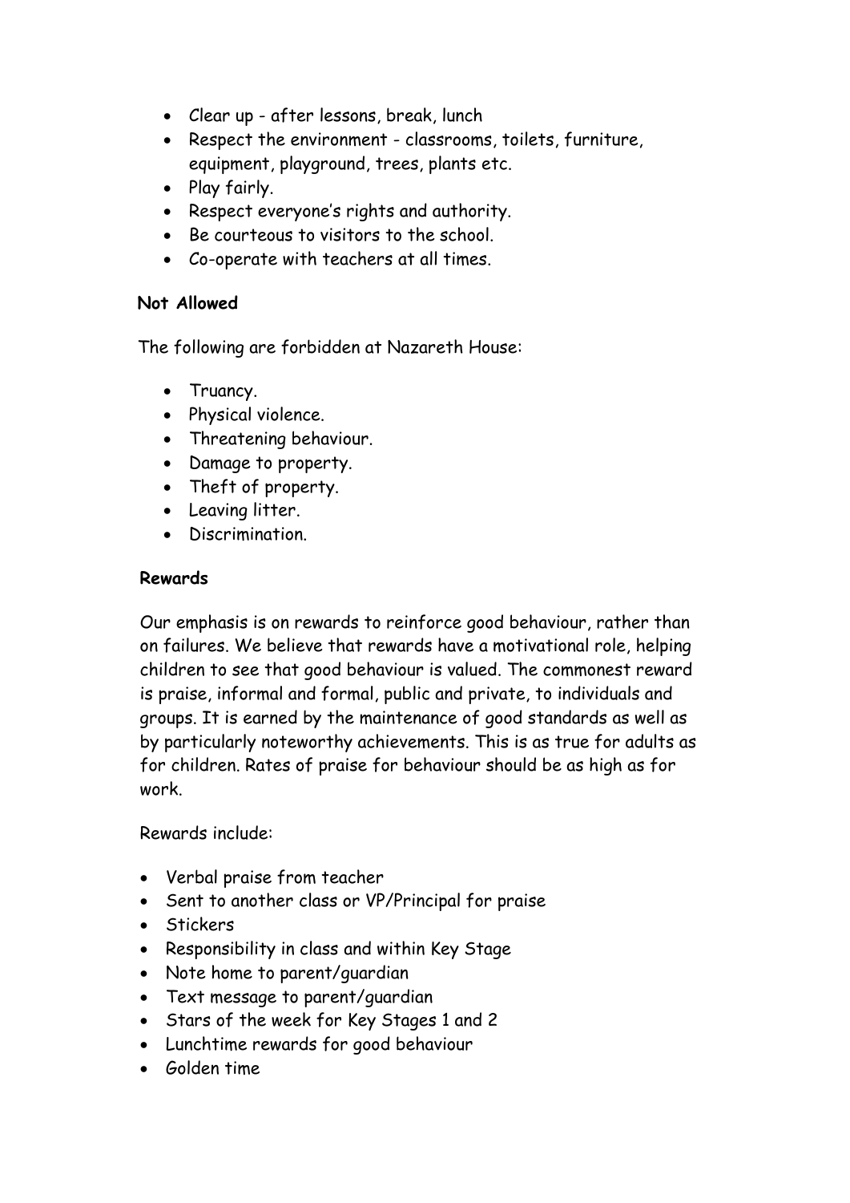- Clear up - after lessons, break, lunch
- Respect the environment - classrooms, toilets, furniture, equipment, playground, trees, plants etc.
- Play fairly.
- Respect everyone's rights and authority.
- Be courteous to visitors to the school.
- Co-operate with teachers at all times.

**Not Allowed**

The following are forbidden at Nazareth House:

- Truancy.
- Physical violence.
- Threatening behaviour.
- Damage to property.
- Theft of property.
- Leaving litter.
- Discrimination.

**Rewards**

Our emphasis is on rewards to reinforce good behaviour, rather than on failures. We believe that rewards have a motivational role, helping children to see that good behaviour is valued. The commonest reward is praise, informal and formal, public and private, to individuals and groups. It is earned by the maintenance of good standards as well as by particularly noteworthy achievements. This is as true for adults as for children. Rates of praise for behaviour should be as high as for work.

Rewards include:

- Verbal praise from teacher
- Sent to another class or VP/Principal for praise
- Stickers
- Responsibility in class and within Key Stage
- Note home to parent/guardian
- Text message to parent/guardian
- Stars of the week for Key Stages 1 and 2
- Lunchtime rewards for good behaviour
- Golden time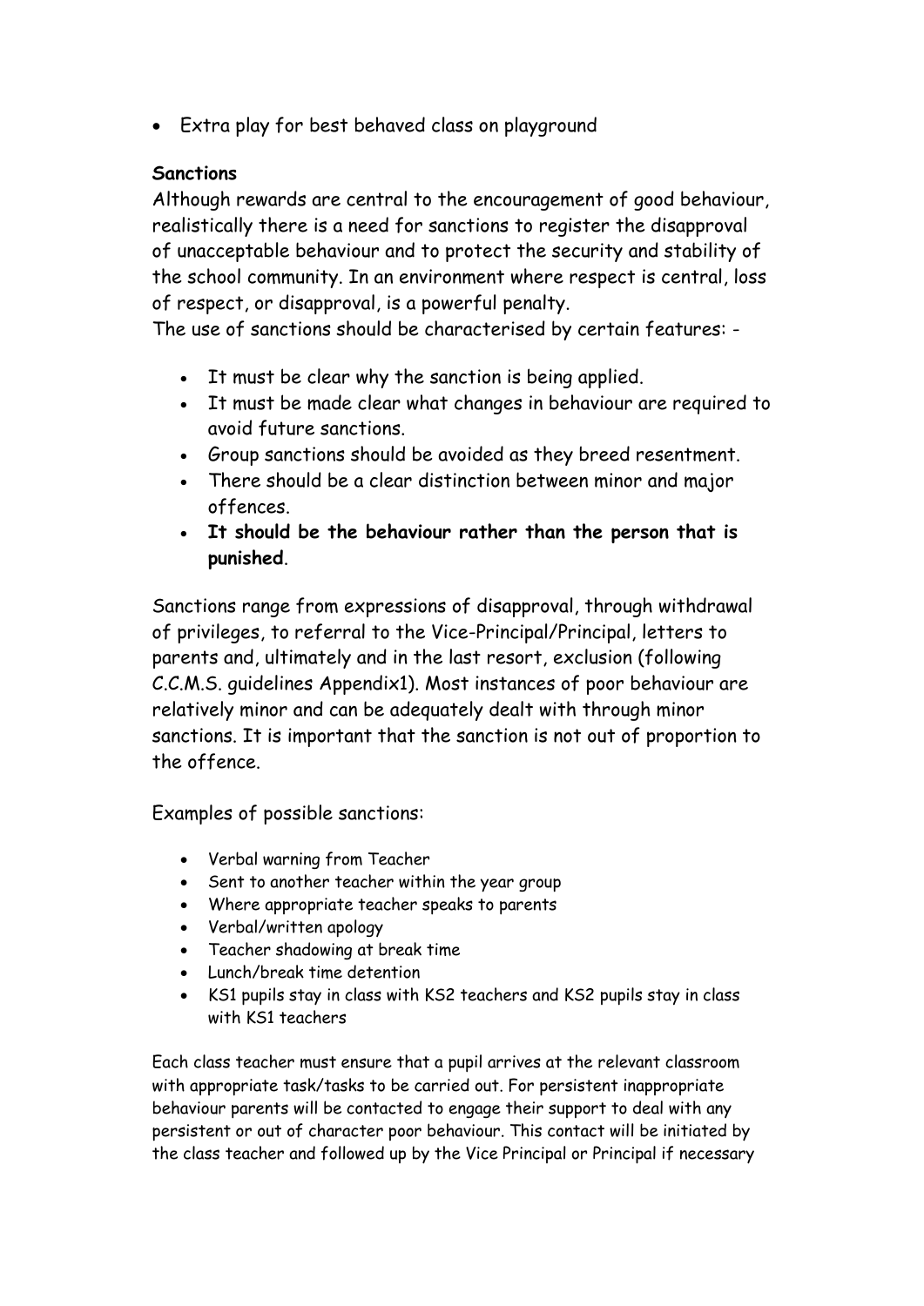- Extra play for best behaved class on playground

**Sanctions**

Although rewards are central to the encouragement of good behaviour, realistically there is a need for sanctions to register the disapproval of unacceptable behaviour and to protect the security and stability of the school community. In an environment where respect is central, loss of respect, or disapproval, is a powerful penalty.

The use of sanctions should be characterised by certain features: -

- It must be clear why the sanction is being applied.
- It must be made clear what changes in behaviour are required to avoid future sanctions.
- Group sanctions should be avoided as they breed resentment.
- There should be a clear distinction between minor and major offences.
- **It should be the behaviour rather than the person that is punished**.

Sanctions range from expressions of disapproval, through withdrawal of privileges, to referral to the Vice-Principal/Principal, letters to parents and, ultimately and in the last resort, exclusion (following C.C.M.S. guidelines Appendix1). Most instances of poor behaviour are relatively minor and can be adequately dealt with through minor sanctions. It is important that the sanction is not out of proportion to the offence.

Examples of possible sanctions:

- Verbal warning from Teacher
- Sent to another teacher within the year group
- Where appropriate teacher speaks to parents
- Verbal/written apology
- Teacher shadowing at break time
- Lunch/break time detention
- KS1 pupils stay in class with KS2 teachers and KS2 pupils stay in class with KS1 teachers

Each class teacher must ensure that a pupil arrives at the relevant classroom with appropriate task/tasks to be carried out. For persistent inappropriate behaviour parents will be contacted to engage their support to deal with any persistent or out of character poor behaviour. This contact will be initiated by the class teacher and followed up by the Vice Principal or Principal if necessary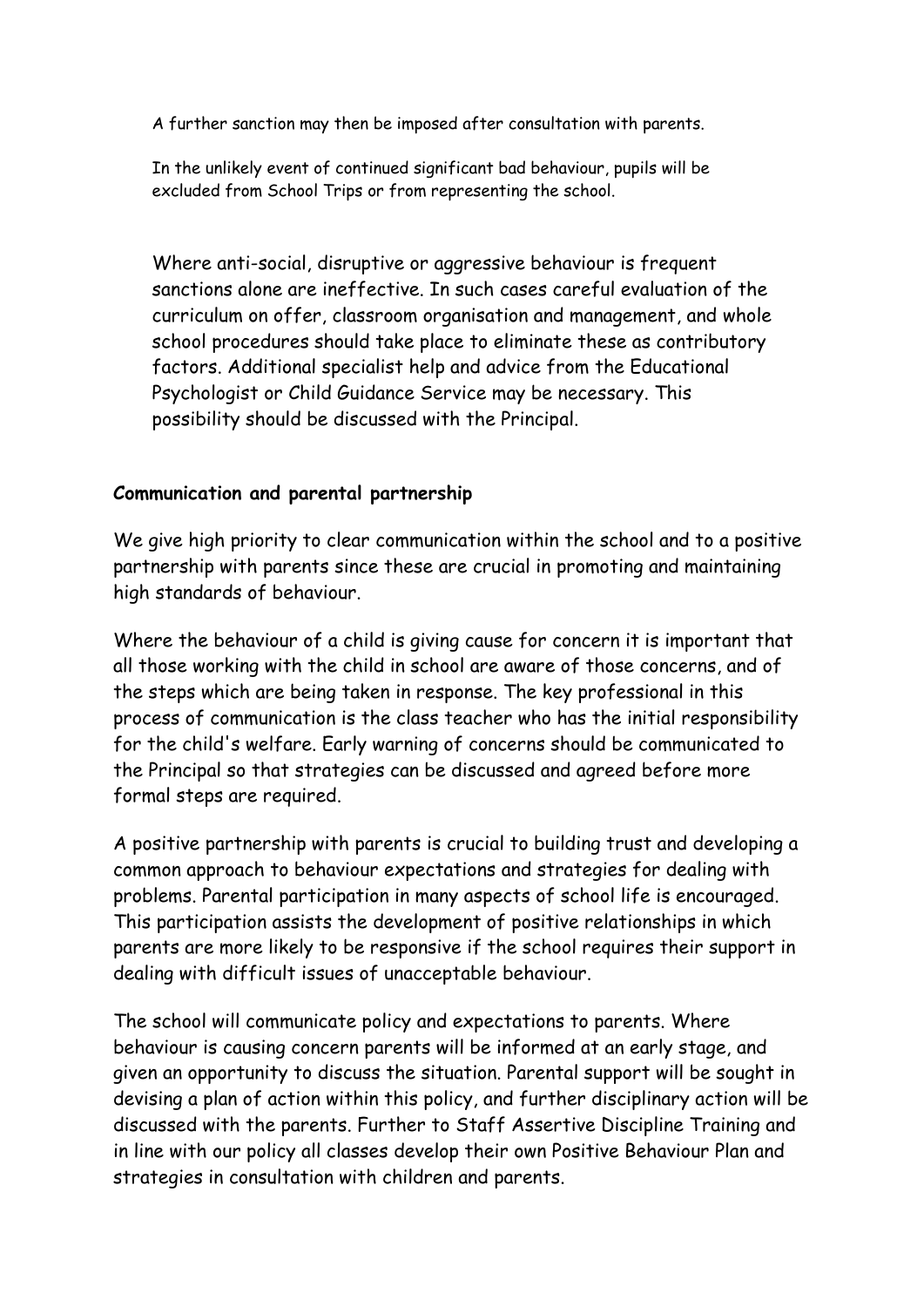A further sanction may then be imposed after consultation with parents.

In the unlikely event of continued significant bad behaviour, pupils will be excluded from School Trips or from representing the school.

Where anti-social, disruptive or aggressive behaviour is frequent sanctions alone are ineffective. In such cases careful evaluation of the curriculum on offer, classroom organisation and management, and whole school procedures should take place to eliminate these as contributory factors. Additional specialist help and advice from the Educational Psychologist or Child Guidance Service may be necessary. This possibility should be discussed with the Principal.

**Communication and parental partnership**

We give high priority to clear communication within the school and to a positive partnership with parents since these are crucial in promoting and maintaining high standards of behaviour.

Where the behaviour of a child is giving cause for concern it is important that all those working with the child in school are aware of those concerns, and of the steps which are being taken in response. The key professional in this process of communication is the class teacher who has the initial responsibility for the child's welfare. Early warning of concerns should be communicated to the Principal so that strategies can be discussed and agreed before more formal steps are required.

A positive partnership with parents is crucial to building trust and developing a common approach to behaviour expectations and strategies for dealing with problems. Parental participation in many aspects of school life is encouraged. This participation assists the development of positive relationships in which parents are more likely to be responsive if the school requires their support in dealing with difficult issues of unacceptable behaviour.

The school will communicate policy and expectations to parents. Where behaviour is causing concern parents will be informed at an early stage, and given an opportunity to discuss the situation. Parental support will be sought in devising a plan of action within this policy, and further disciplinary action will be discussed with the parents. Further to Staff Assertive Discipline Training and in line with our policy all classes develop their own Positive Behaviour Plan and strategies in consultation with children and parents.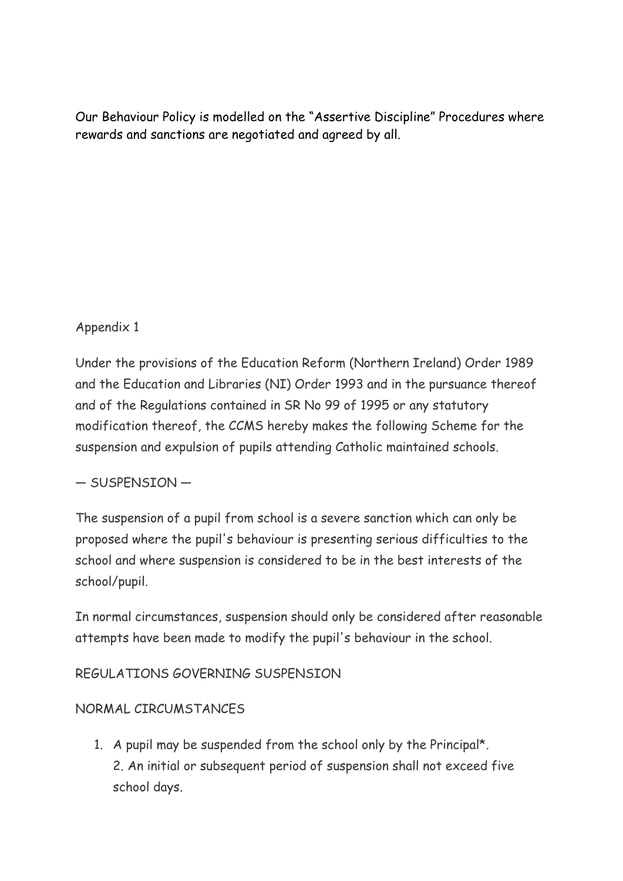Our Behaviour Policy is modelled on the "Assertive Discipline" Procedures where rewards and sanctions are negotiated and agreed by all.

Appendix 1

Under the provisions of the Education Reform (Northern Ireland) Order 1989 and the Education and Libraries (NI) Order 1993 and in the pursuance thereof and of the Regulations contained in SR No 99 of 1995 or any statutory modification thereof, the CCMS hereby makes the following Scheme for the suspension and expulsion of pupils attending Catholic maintained schools.

— SUSPENSION —

The suspension of a pupil from school is a severe sanction which can only be proposed where the pupil's behaviour is presenting serious difficulties to the school and where suspension is considered to be in the best interests of the school/pupil.

In normal circumstances, suspension should only be considered after reasonable attempts have been made to modify the pupil's behaviour in the school.

REGULATIONS GOVERNING SUSPENSION

NORMAL CIRCUMSTANCES

1. A pupil may be suspended from the school only by the Principal*.
   2. An initial or subsequent period of suspension shall not exceed five school days.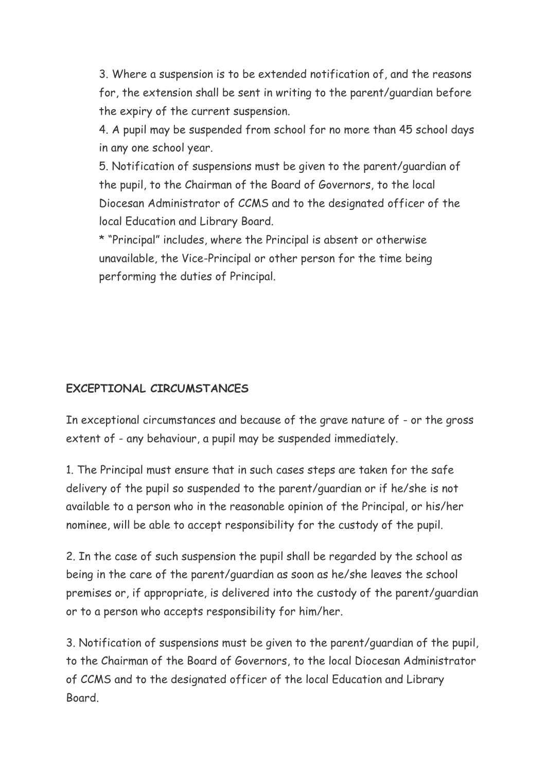3. Where a suspension is to be extended notification of, and the reasons for, the extension shall be sent in writing to the parent/guardian before the expiry of the current suspension.
4. A pupil may be suspended from school for no more than 45 school days in any one school year.
5. Notification of suspensions must be given to the parent/guardian of the pupil, to the Chairman of the Board of Governors, to the local Diocesan Administrator of CCMS and to the designated officer of the local Education and Library Board.

* "Principal" includes, where the Principal is absent or otherwise unavailable, the Vice-Principal or other person for the time being performing the duties of Principal.

**EXCEPTIONAL CIRCUMSTANCES**

In exceptional circumstances and because of the grave nature of - or the gross extent of - any behaviour, a pupil may be suspended immediately.

1. The Principal must ensure that in such cases steps are taken for the safe delivery of the pupil so suspended to the parent/guardian or if he/she is not available to a person who in the reasonable opinion of the Principal, or his/her nominee, will be able to accept responsibility for the custody of the pupil.

2. In the case of such suspension the pupil shall be regarded by the school as being in the care of the parent/guardian as soon as he/she leaves the school premises or, if appropriate, is delivered into the custody of the parent/guardian or to a person who accepts responsibility for him/her.

3. Notification of suspensions must be given to the parent/guardian of the pupil, to the Chairman of the Board of Governors, to the local Diocesan Administrator of CCMS and to the designated officer of the local Education and Library Board.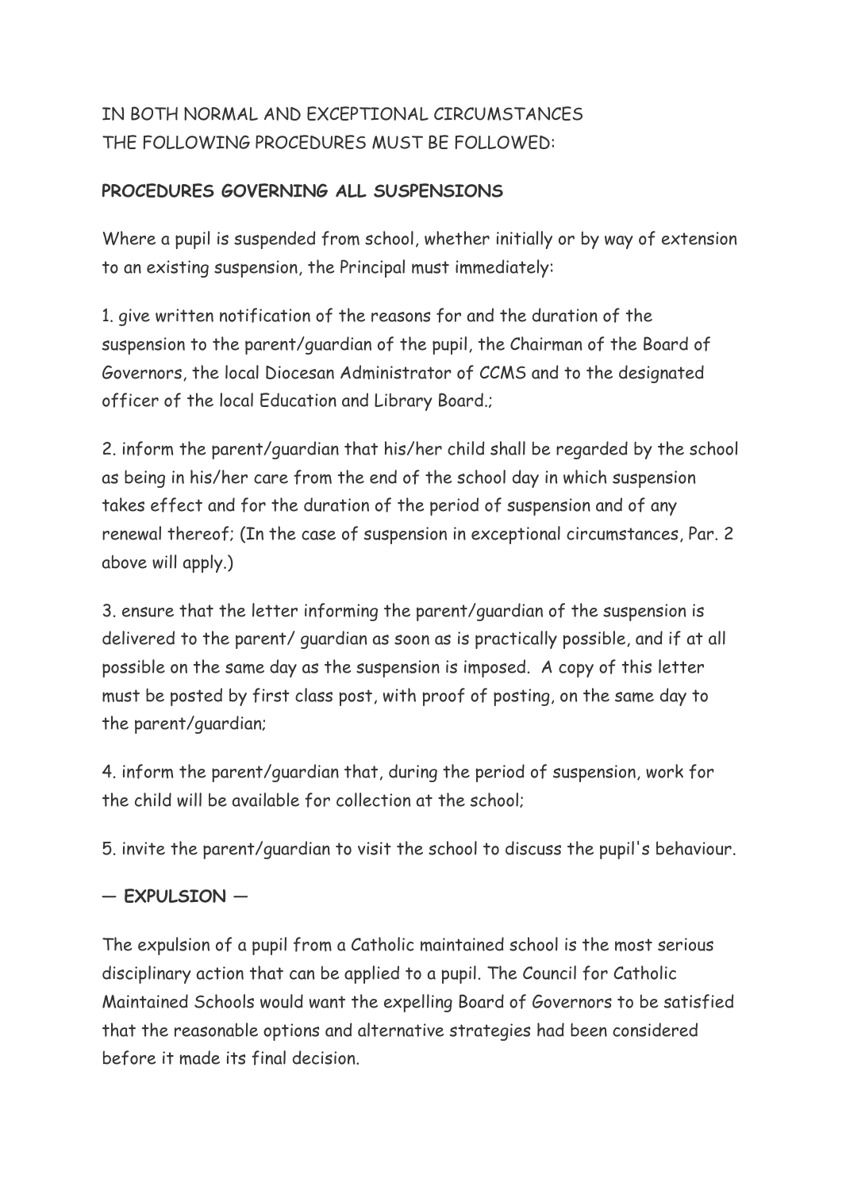IN BOTH NORMAL AND EXCEPTIONAL CIRCUMSTANCES
THE FOLLOWING PROCEDURES MUST BE FOLLOWED:

**PROCEDURES GOVERNING ALL SUSPENSIONS**

Where a pupil is suspended from school, whether initially or by way of extension to an existing suspension, the Principal must immediately:

1. give written notification of the reasons for and the duration of the suspension to the parent/guardian of the pupil, the Chairman of the Board of Governors, the local Diocesan Administrator of CCMS and to the designated officer of the local Education and Library Board.;

2. inform the parent/guardian that his/her child shall be regarded by the school as being in his/her care from the end of the school day in which suspension takes effect and for the duration of the period of suspension and of any renewal thereof; (In the case of suspension in exceptional circumstances, Par. 2 above will apply.)

3. ensure that the letter informing the parent/guardian of the suspension is delivered to the parent/ guardian as soon as is practically possible, and if at all possible on the same day as the suspension is imposed. A copy of this letter must be posted by first class post, with proof of posting, on the same day to the parent/guardian;

4. inform the parent/guardian that, during the period of suspension, work for the child will be available for collection at the school;

5. invite the parent/guardian to visit the school to discuss the pupil's behaviour.

**— EXPULSION —**

The expulsion of a pupil from a Catholic maintained school is the most serious disciplinary action that can be applied to a pupil. The Council for Catholic Maintained Schools would want the expelling Board of Governors to be satisfied that the reasonable options and alternative strategies had been considered before it made its final decision.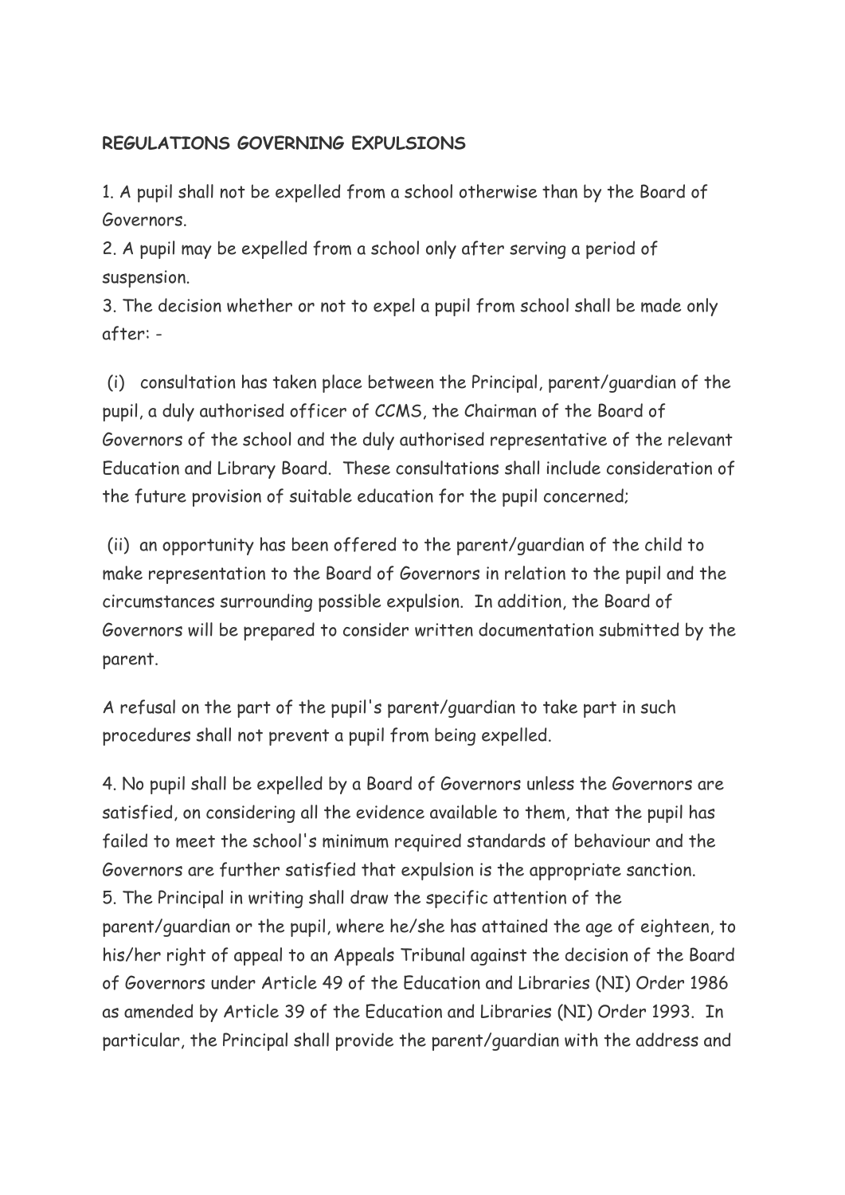**REGULATIONS GOVERNING EXPULSIONS**

1. A pupil shall not be expelled from a school otherwise than by the Board of Governors.
2. A pupil may be expelled from a school only after serving a period of suspension.
3. The decision whether or not to expel a pupil from school shall be made only after: -

(i) consultation has taken place between the Principal, parent/guardian of the pupil, a duly authorised officer of CCMS, the Chairman of the Board of Governors of the school and the duly authorised representative of the relevant Education and Library Board. These consultations shall include consideration of the future provision of suitable education for the pupil concerned;

(ii) an opportunity has been offered to the parent/guardian of the child to make representation to the Board of Governors in relation to the pupil and the circumstances surrounding possible expulsion. In addition, the Board of Governors will be prepared to consider written documentation submitted by the parent.

A refusal on the part of the pupil's parent/guardian to take part in such procedures shall not prevent a pupil from being expelled.

4. No pupil shall be expelled by a Board of Governors unless the Governors are satisfied, on considering all the evidence available to them, that the pupil has failed to meet the school's minimum required standards of behaviour and the Governors are further satisfied that expulsion is the appropriate sanction.
5. The Principal in writing shall draw the specific attention of the parent/guardian or the pupil, where he/she has attained the age of eighteen, to his/her right of appeal to an Appeals Tribunal against the decision of the Board of Governors under Article 49 of the Education and Libraries (NI) Order 1986 as amended by Article 39 of the Education and Libraries (NI) Order 1993. In particular, the Principal shall provide the parent/guardian with the address and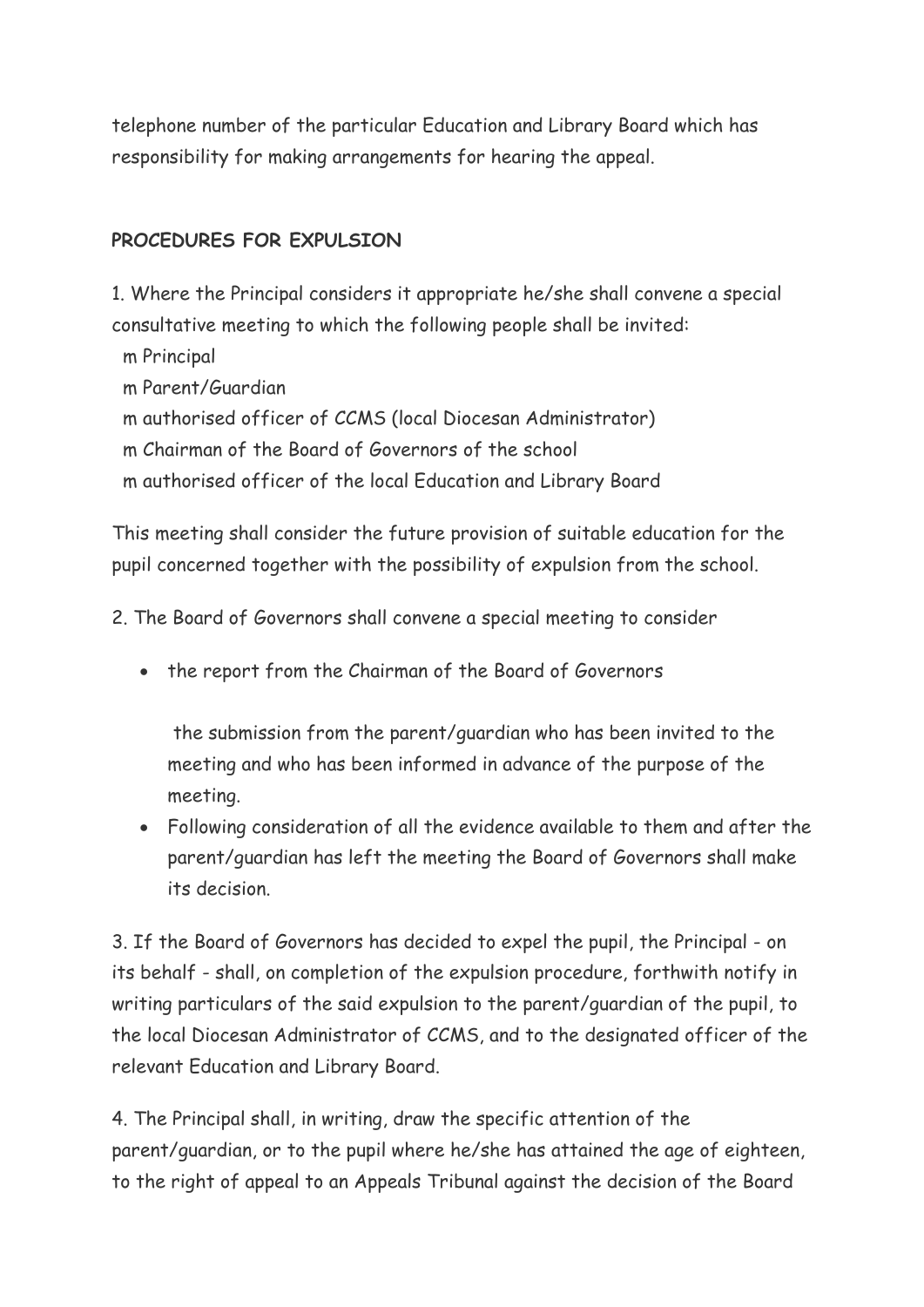telephone number of the particular Education and Library Board which has responsibility for making arrangements for hearing the appeal.

**PROCEDURES FOR EXPULSION**

1. Where the Principal considers it appropriate he/she shall convene a special consultative meeting to which the following people shall be invited:

   m Principal
   m Parent/Guardian
   m authorised officer of CCMS (local Diocesan Administrator)
   m Chairman of the Board of Governors of the school
   m authorised officer of the local Education and Library Board

This meeting shall consider the future provision of suitable education for the pupil concerned together with the possibility of expulsion from the school.

2. The Board of Governors shall convene a special meeting to consider

- the report from the Chairman of the Board of Governors

  the submission from the parent/guardian who has been invited to the meeting and who has been informed in advance of the purpose of the meeting.
- Following consideration of all the evidence available to them and after the parent/guardian has left the meeting the Board of Governors shall make its decision.

3. If the Board of Governors has decided to expel the pupil, the Principal - on its behalf - shall, on completion of the expulsion procedure, forthwith notify in writing particulars of the said expulsion to the parent/guardian of the pupil, to the local Diocesan Administrator of CCMS, and to the designated officer of the relevant Education and Library Board.

4. The Principal shall, in writing, draw the specific attention of the parent/guardian, or to the pupil where he/she has attained the age of eighteen, to the right of appeal to an Appeals Tribunal against the decision of the Board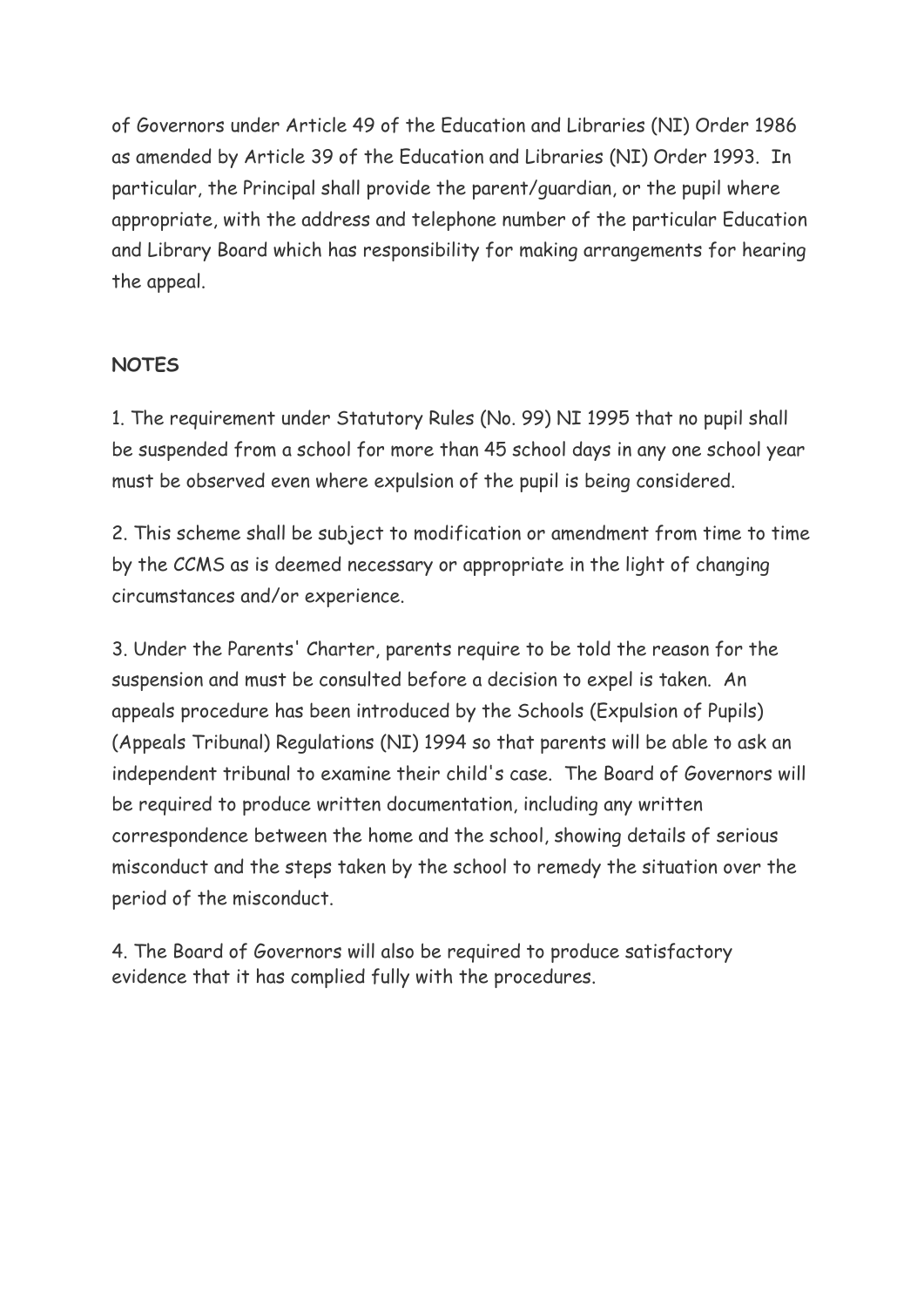of Governors under Article 49 of the Education and Libraries (NI) Order 1986 as amended by Article 39 of the Education and Libraries (NI) Order 1993. In particular, the Principal shall provide the parent/guardian, or the pupil where appropriate, with the address and telephone number of the particular Education and Library Board which has responsibility for making arrangements for hearing the appeal.

**NOTES**

1. The requirement under Statutory Rules (No. 99) NI 1995 that no pupil shall be suspended from a school for more than 45 school days in any one school year must be observed even where expulsion of the pupil is being considered.

2. This scheme shall be subject to modification or amendment from time to time by the CCMS as is deemed necessary or appropriate in the light of changing circumstances and/or experience.

3. Under the Parents' Charter, parents require to be told the reason for the suspension and must be consulted before a decision to expel is taken. An appeals procedure has been introduced by the Schools (Expulsion of Pupils) (Appeals Tribunal) Regulations (NI) 1994 so that parents will be able to ask an independent tribunal to examine their child's case. The Board of Governors will be required to produce written documentation, including any written correspondence between the home and the school, showing details of serious misconduct and the steps taken by the school to remedy the situation over the period of the misconduct.

4. The Board of Governors will also be required to produce satisfactory evidence that it has complied fully with the procedures.